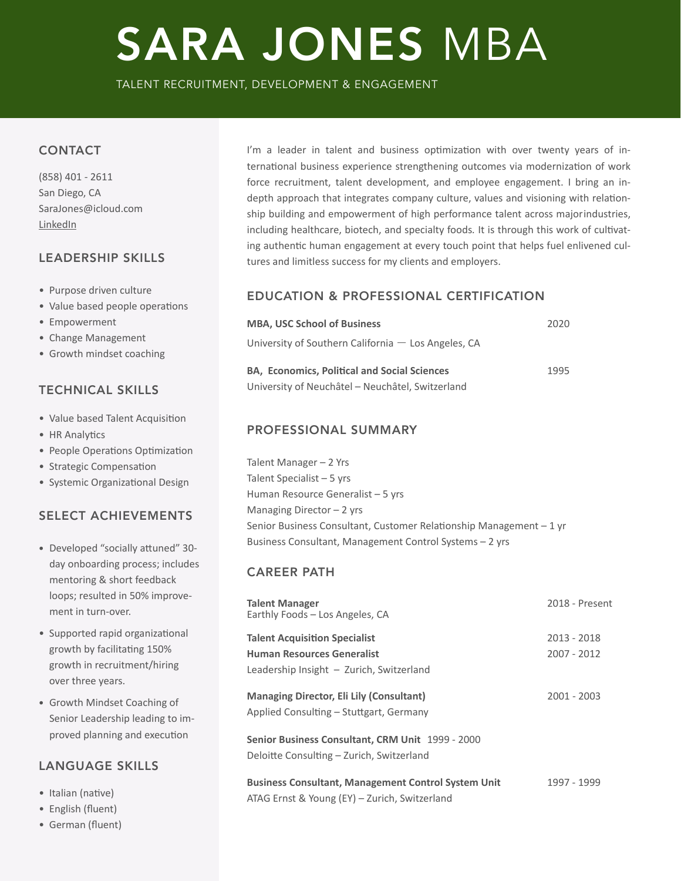# SARA JONES MBA

TALENT RECRUITMENT, DEVELOPMENT & ENGAGEMENT

## CONTACT

(858) 401 - 2611
San Diego, CA
SaraJones@icloud.com
LinkedIn

## LEADERSHIP SKILLS

- Purpose driven culture
- Value based people operations
- Empowerment
- Change Management
- Growth mindset coaching

## TECHNICAL SKILLS

- Value based Talent Acquisition
- HR Analytics
- People Operations Optimization
- Strategic Compensation
- Systemic Organizational Design

## SELECT ACHIEVEMENTS

- Developed “socially attuned” 30-day onboarding process; includes mentoring & short feedback loops; resulted in 50% improvement in turn-over.
- Supported rapid organizational growth by facilitating 150% growth in recruitment/hiring over three years.
- Growth Mindset Coaching of Senior Leadership leading to improved planning and execution

## LANGUAGE SKILLS

- Italian (native)
- English (fluent)
- German (fluent)

I’m a leader in talent and business optimization with over twenty years of international business experience strengthening outcomes via modernization of work force recruitment, talent development, and employee engagement. I bring an in-depth approach that integrates company culture, values and visioning with relationship building and empowerment of high performance talent across major industries, including healthcare, biotech, and specialty foods. It is through this work of cultivating authentic human engagement at every touch point that helps fuel enlivened cultures and limitless success for my clients and employers.

## EDUCATION & PROFESSIONAL CERTIFICATION

**MBA, USC School of Business** — 2020
University of Southern California — Los Angeles, CA

**BA, Economics, Political and Social Sciences** — 1995
University of Neuchâtel – Neuchâtel, Switzerland

## PROFESSIONAL SUMMARY

Talent Manager – 2 Yrs
Talent Specialist – 5 yrs
Human Resource Generalist – 5 yrs
Managing Director – 2 yrs
Senior Business Consultant, Customer Relationship Management – 1 yr
Business Consultant, Management Control Systems – 2 yrs

## CAREER PATH

**Talent Manager** — 2018 - Present
Earthly Foods – Los Angeles, CA

**Talent Acquisition Specialist** — 2013 - 2018
**Human Resources Generalist** — 2007 - 2012
Leadership Insight – Zurich, Switzerland

**Managing Director, Eli Lily (Consultant)** — 2001 - 2003
Applied Consulting – Stuttgart, Germany

**Senior Business Consultant, CRM Unit** 1999 - 2000
Deloitte Consulting – Zurich, Switzerland

**Business Consultant, Management Control System Unit** — 1997 - 1999
ATAG Ernst & Young (EY) – Zurich, Switzerland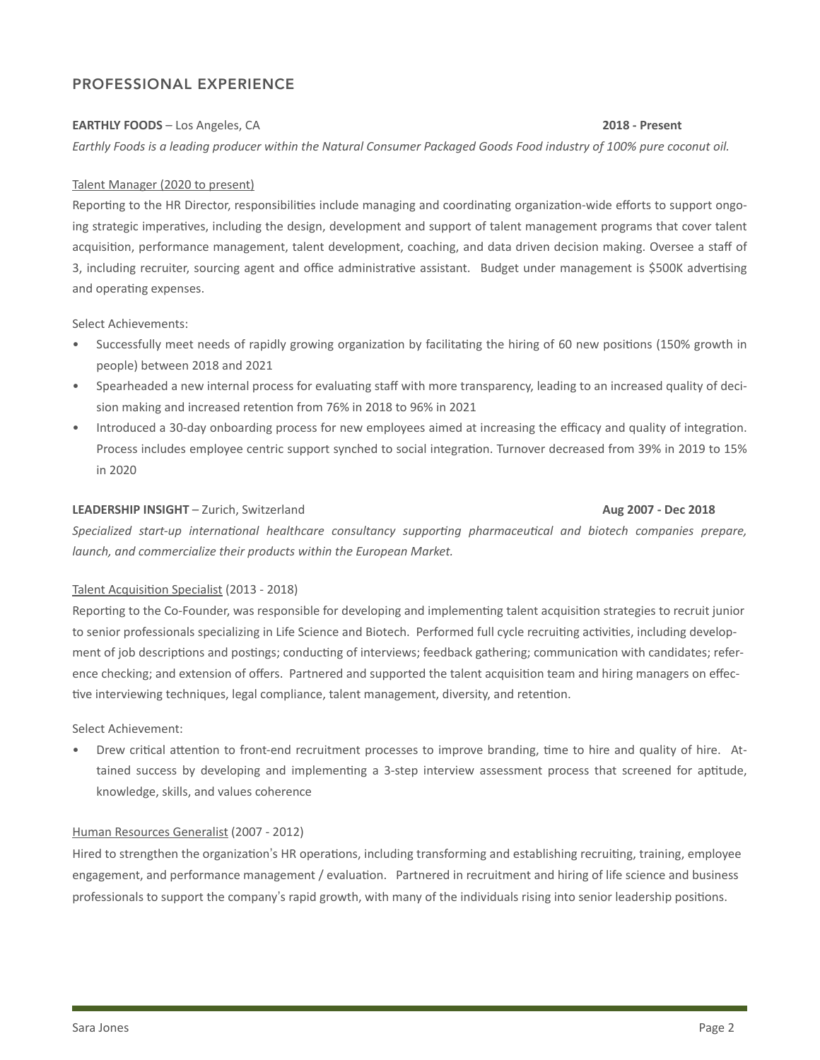## PROFESSIONAL EXPERIENCE

**EARTHLY FOODS** – Los Angeles, CA **2018 - Present**

*Earthly Foods is a leading producer within the Natural Consumer Packaged Goods Food industry of 100% pure coconut oil.*

Talent Manager (2020 to present)

Reporting to the HR Director, responsibilities include managing and coordinating organization-wide efforts to support ongoing strategic imperatives, including the design, development and support of talent management programs that cover talent acquisition, performance management, talent development, coaching, and data driven decision making. Oversee a staff of 3, including recruiter, sourcing agent and office administrative assistant. Budget under management is $500K advertising and operating expenses.

Select Achievements:

- Successfully meet needs of rapidly growing organization by facilitating the hiring of 60 new positions (150% growth in people) between 2018 and 2021
- Spearheaded a new internal process for evaluating staff with more transparency, leading to an increased quality of decision making and increased retention from 76% in 2018 to 96% in 2021
- Introduced a 30-day onboarding process for new employees aimed at increasing the efficacy and quality of integration. Process includes employee centric support synched to social integration. Turnover decreased from 39% in 2019 to 15% in 2020

**LEADERSHIP INSIGHT** – Zurich, Switzerland **Aug 2007 - Dec 2018**

*Specialized start-up international healthcare consultancy supporting pharmaceutical and biotech companies prepare, launch, and commercialize their products within the European Market.*

Talent Acquisition Specialist (2013 - 2018)

Reporting to the Co-Founder, was responsible for developing and implementing talent acquisition strategies to recruit junior to senior professionals specializing in Life Science and Biotech. Performed full cycle recruiting activities, including development of job descriptions and postings; conducting of interviews; feedback gathering; communication with candidates; reference checking; and extension of offers. Partnered and supported the talent acquisition team and hiring managers on effective interviewing techniques, legal compliance, talent management, diversity, and retention.

Select Achievement:

- Drew critical attention to front-end recruitment processes to improve branding, time to hire and quality of hire. Attained success by developing and implementing a 3-step interview assessment process that screened for aptitude, knowledge, skills, and values coherence

Human Resources Generalist (2007 - 2012)

Hired to strengthen the organization's HR operations, including transforming and establishing recruiting, training, employee engagement, and performance management / evaluation. Partnered in recruitment and hiring of life science and business professionals to support the company's rapid growth, with many of the individuals rising into senior leadership positions.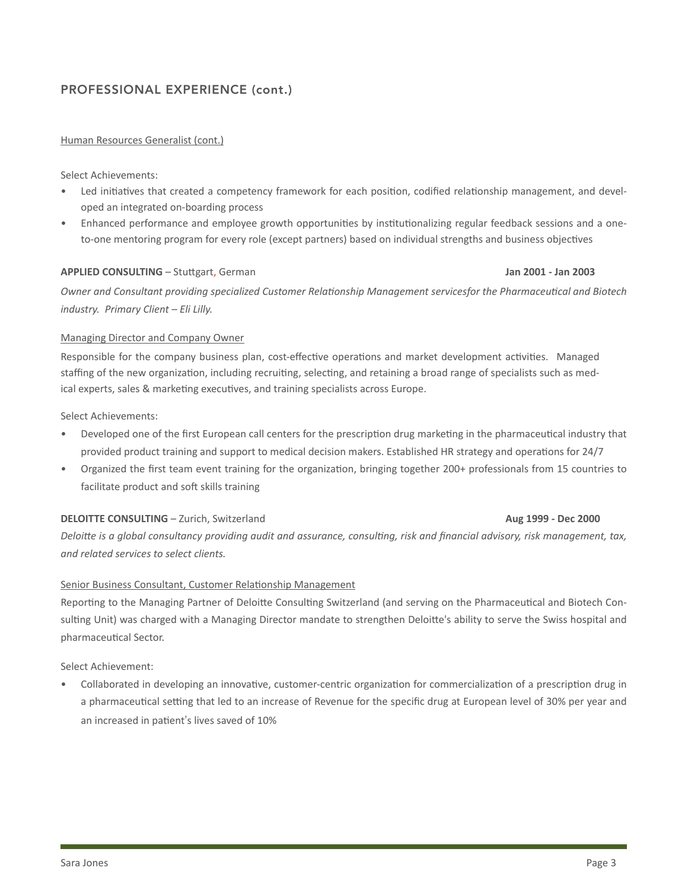## PROFESSIONAL EXPERIENCE (cont.)

Human Resources Generalist (cont.)

Select Achievements:

- Led initiatives that created a competency framework for each position, codified relationship management, and developed an integrated on-boarding process
- Enhanced performance and employee growth opportunities by institutionalizing regular feedback sessions and a one-to-one mentoring program for every role (except partners) based on individual strengths and business objectives

**APPLIED CONSULTING** – Stuttgart, German **Jan 2001 - Jan 2003**

*Owner and Consultant providing specialized Customer Relationship Management servicesfor the Pharmaceutical and Biotech industry. Primary Client – Eli Lilly.*

Managing Director and Company Owner

Responsible for the company business plan, cost-effective operations and market development activities. Managed staffing of the new organization, including recruiting, selecting, and retaining a broad range of specialists such as medical experts, sales & marketing executives, and training specialists across Europe.

Select Achievements:

- Developed one of the first European call centers for the prescription drug marketing in the pharmaceutical industry that provided product training and support to medical decision makers. Established HR strategy and operations for 24/7
- Organized the first team event training for the organization, bringing together 200+ professionals from 15 countries to facilitate product and soft skills training

**DELOITTE CONSULTING** – Zurich, Switzerland **Aug 1999 - Dec 2000**

*Deloitte is a global consultancy providing audit and assurance, consulting, risk and financial advisory, risk management, tax, and related services to select clients.*

Senior Business Consultant, Customer Relationship Management

Reporting to the Managing Partner of Deloitte Consulting Switzerland (and serving on the Pharmaceutical and Biotech Consulting Unit) was charged with a Managing Director mandate to strengthen Deloitte's ability to serve the Swiss hospital and pharmaceutical Sector.

Select Achievement:

- Collaborated in developing an innovative, customer-centric organization for commercialization of a prescription drug in a pharmaceutical setting that led to an increase of Revenue for the specific drug at European level of 30% per year and an increased in patient's lives saved of 10%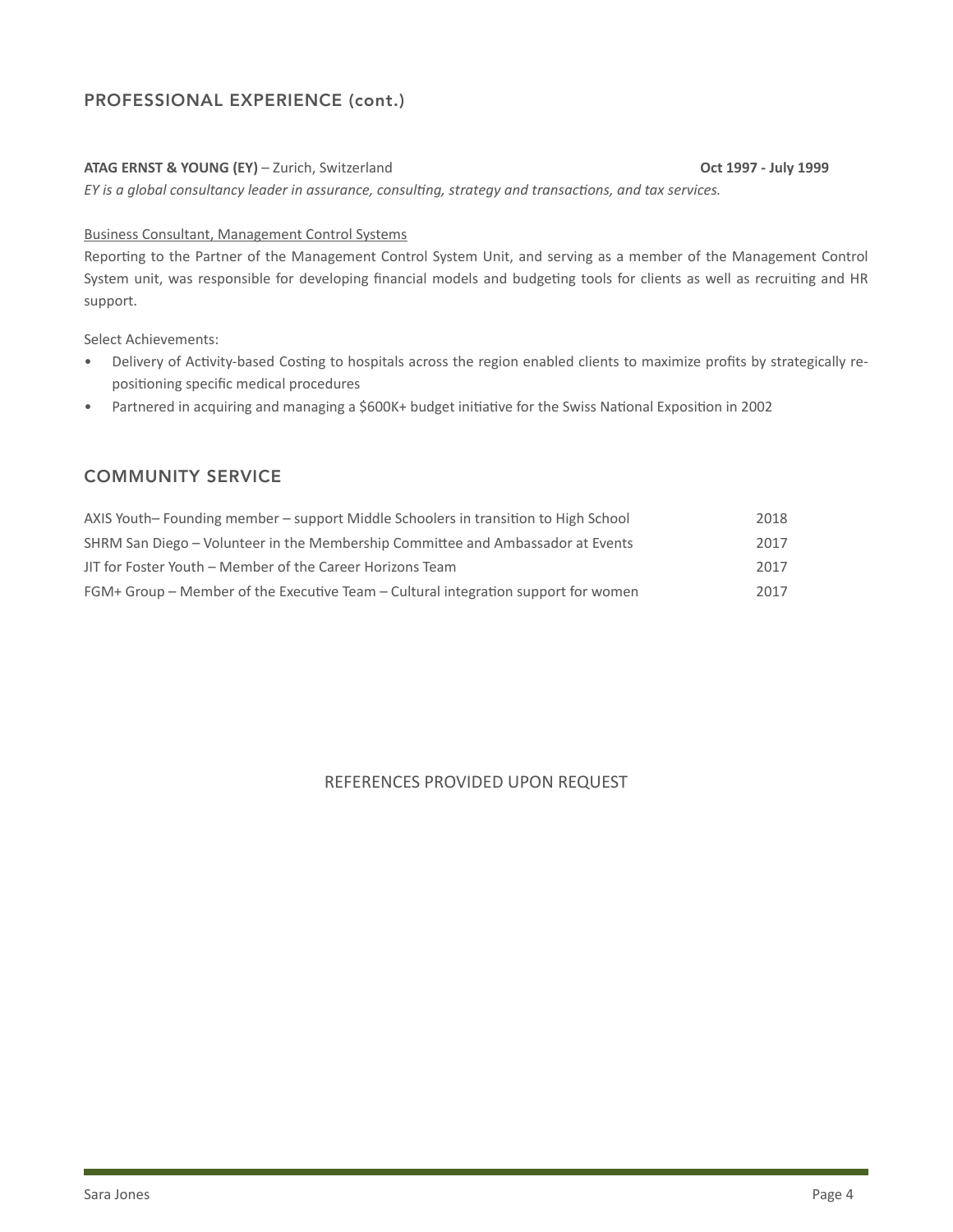## PROFESSIONAL EXPERIENCE (cont.)

**ATAG ERNST & YOUNG (EY)** – Zurich, Switzerland **Oct 1997 - July 1999**

*EY is a global consultancy leader in assurance, consulting, strategy and transactions, and tax services.*

Business Consultant, Management Control Systems

Reporting to the Partner of the Management Control System Unit, and serving as a member of the Management Control System unit, was responsible for developing financial models and budgeting tools for clients as well as recruiting and HR support.

Select Achievements:

- Delivery of Activity-based Costing to hospitals across the region enabled clients to maximize profits by strategically re-positioning specific medical procedures
- Partnered in acquiring and managing a $600K+ budget initiative for the Swiss National Exposition in 2002

## COMMUNITY SERVICE

| | |
|---|---|
| AXIS Youth– Founding member – support Middle Schoolers in transition to High School | 2018 |
| SHRM San Diego – Volunteer in the Membership Committee and Ambassador at Events | 2017 |
| JIT for Foster Youth – Member of the Career Horizons Team | 2017 |
| FGM+ Group – Member of the Executive Team – Cultural integration support for women | 2017 |

REFERENCES PROVIDED UPON REQUEST